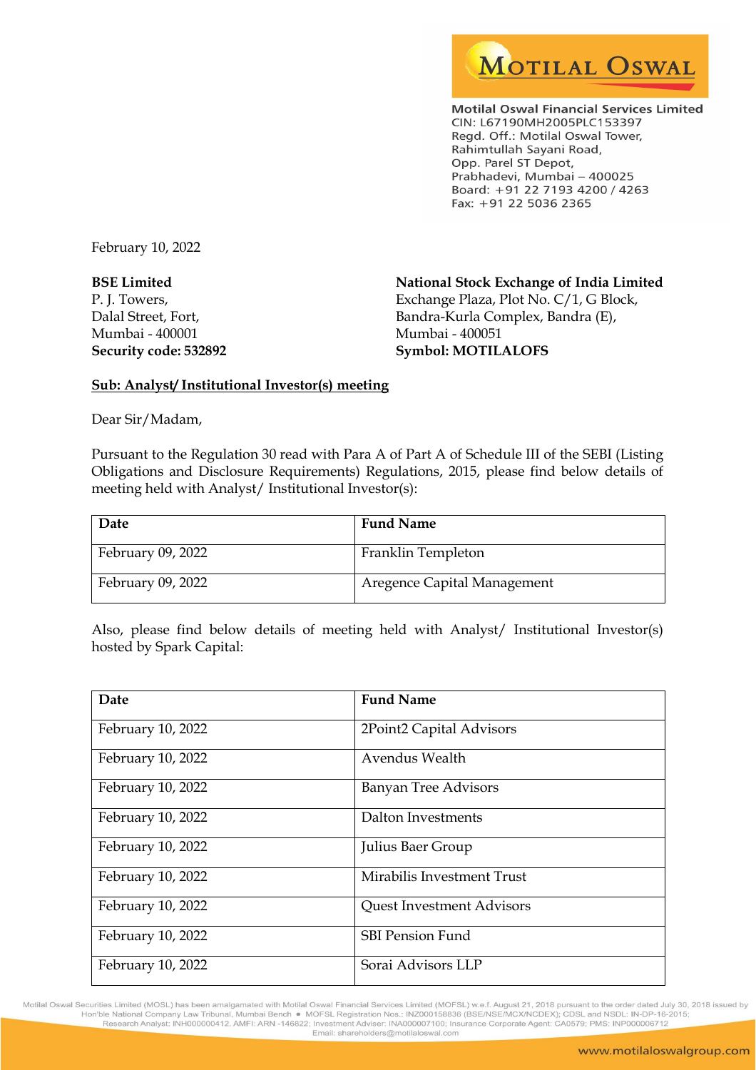**Motilal Oswal Financial Services Limited**
CIN: L67190MH2005PLC153397
Regd. Off.: Motilal Oswal Tower,
Rahimtullah Sayani Road,
Opp. Parel ST Depot,
Prabhadevi, Mumbai – 400025
Board: +91 22 7193 4200 / 4263
Fax: +91 22 5036 2365

February 10, 2022

**BSE Limited**
P. J. Towers,
Dalal Street, Fort,
Mumbai - 400001
**Security code: 532892**

**National Stock Exchange of India Limited**
Exchange Plaza, Plot No. C/1, G Block,
Bandra-Kurla Complex, Bandra (E),
Mumbai - 400051
**Symbol: MOTILALOFS**

**Sub: Analyst/ Institutional Investor(s) meeting**

Dear Sir/Madam,

Pursuant to the Regulation 30 read with Para A of Part A of Schedule III of the SEBI (Listing Obligations and Disclosure Requirements) Regulations, 2015, please find below details of meeting held with Analyst/ Institutional Investor(s):

| Date | Fund Name |
|---|---|
| February 09, 2022 | Franklin Templeton |
| February 09, 2022 | Aregence Capital Management |

Also, please find below details of meeting held with Analyst/ Institutional Investor(s) hosted by Spark Capital:

| Date | Fund Name |
|---|---|
| February 10, 2022 | 2Point2 Capital Advisors |
| February 10, 2022 | Avendus Wealth |
| February 10, 2022 | Banyan Tree Advisors |
| February 10, 2022 | Dalton Investments |
| February 10, 2022 | Julius Baer Group |
| February 10, 2022 | Mirabilis Investment Trust |
| February 10, 2022 | Quest Investment Advisors |
| February 10, 2022 | SBI Pension Fund |
| February 10, 2022 | Sorai Advisors LLP |

Motilal Oswal Securities Limited (MOSL) has been amalgamated with Motilal Oswal Financial Services Limited (MOFSL) w.e.f. August 21, 2018 pursuant to the order dated July 30, 2018 issued by Hon'ble National Company Law Tribunal, Mumbai Bench • MOFSL Registration Nos.: INZ000158836 (BSE/NSE/MCX/NCDEX); CDSL and NSDL: IN-DP-16-2015; Research Analyst: INH000000412. AMFI: ARN -146822; Investment Adviser: INA000007100; Insurance Corporate Agent: CA0579; PMS: INP000006712
Email: shareholders@motilaloswal.com

www.motilaloswalgroup.com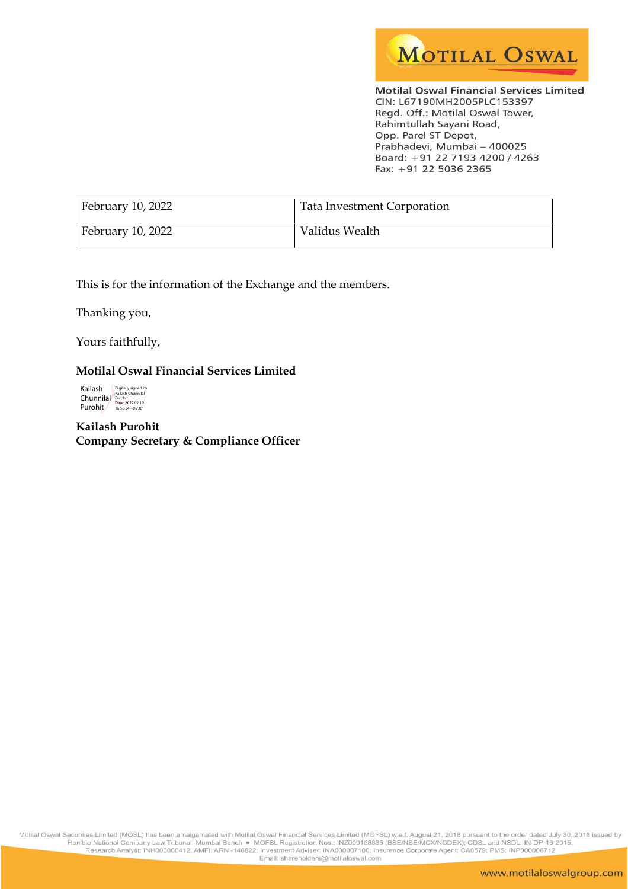**Motilal Oswal Financial Services Limited**
CIN: L67190MH2005PLC153397
Regd. Off.: Motilal Oswal Tower,
Rahimtullah Sayani Road,
Opp. Parel ST Depot,
Prabhadevi, Mumbai – 400025
Board: +91 22 7193 4200 / 4263
Fax: +91 22 5036 2365

| | |
|---|---|
| February 10, 2022 | Tata Investment Corporation |
| February 10, 2022 | Validus Wealth |

This is for the information of the Exchange and the members.

Thanking you,

Yours faithfully,

**Motilal Oswal Financial Services Limited**

Kailash Chunnilal Purohit
Digitally signed by Kailash Chunnilal Purohit
Date: 2022.02.10 16:56:34 +05'30'

**Kailash Purohit**
**Company Secretary & Compliance Officer**

Motilal Oswal Securities Limited (MOSL) has been amalgamated with Motilal Oswal Financial Services Limited (MOFSL) w.e.f. August 21, 2018 pursuant to the order dated July 30, 2018 issued by Hon'ble National Company Law Tribunal, Mumbai Bench • MOFSL Registration Nos.: INZ000158836 (BSE/NSE/MCX/NCDEX); CDSL and NSDL: IN-DP-16-2015; Research Analyst: INH000000412. AMFI: ARN -146822; Investment Adviser: INA000007100; Insurance Corporate Agent: CA0579; PMS: INP000006712
Email: shareholders@motilaloswal.com

www.motilaloswalgroup.com